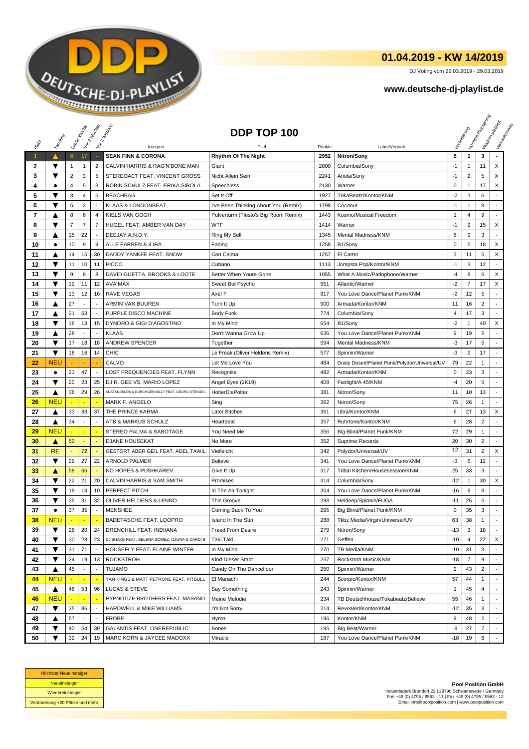## 01.04.2019 - KW 14/2019

DJ Voting vom 22.03.2019 - 29.03.2019

**www.deutsche-dj-playlist.de**

# DDP TOP 100

| Platz | Tendenz | Letzte Woche | Vor 2 Wochen | Vor 3 Wochen | Interpret | Titel | Punkte | Label/Vertrieb | Veränderung | Höchste Platzierung | Wochen platziert | Verkaufscharts |
|---|---|---|---|---|---|---|---|---|---|---|---|---|
| 1 | ▲ | 6 | 17 | - | **SEAN FINN & CORONA** | **Rhythm Of The Night** | **2952** | **Nitron/Sony** | **5** | **1** | **3** | **-** |
| 2 | ▼ | 1 | 1 | 2 | CALVIN HARRIS & RAG'N'BONE MAN | Giant | 2800 | Columbia/Sony | -1 | 1 | 11 | X |
| 3 | ▼ | 2 | 3 | 5 | STEREOACT FEAT. VINCENT GROSS | Nicht Allein Sein | 2241 | Ariola/Sony | -1 | 2 | 5 | X |
| 4 | ● | 4 | 5 | 3 | ROBIN SCHULZ FEAT. ERIKA SIROLA | Speechless | 2130 | Warner | 0 | 1 | 17 | X |
| 5 | ▼ | 3 | 4 | 6 | BEACHBAG | Set It Off | 1927 | TokaBeatz/Kontor/KNM | -2 | 3 | 6 | - |
| 6 | ▼ | 5 | 2 | 1 | KLAAS & LONDONBEAT | I've Been Thinking About You (Remix) | 1798 | Coconut | -1 | 1 | 8 | - |
| 7 | ▲ | 8 | 6 | 4 | NIELS VAN GOGH | Pulverturm (Tiësto's Big Room Remix) | 1443 | Kosmo/Musical Freedom | 1 | 4 | 9 | - |
| 8 | ▼ | 7 | 7 | 7 | HUGEL FEAT. AMBER VAN DAY | WTF | 1414 | Warner | -1 | 2 | 15 | X |
| 9 | ▲ | 15 | 22 | - | DEEJAY A.N.D.Y. | Ring My Bell | 1345 | Mental Madness/KNM | 6 | 9 | 3 | - |
| 10 | ● | 10 | 9 | 9 | ALLE FARBEN & ILIRA | Fading | 1258 | B1/Sony | 0 | 5 | 18 | X |
| 11 | ▲ | 14 | 15 | 30 | DADDY YANKEE FEAT. SNOW | Con Calma | 1257 | El Cartel | 3 | 11 | 5 | X |
| 12 | ▼ | 11 | 10 | 11 | PICCO | Cubano | 1113 | Jompsta Pop/Kontor/KNM | -1 | 3 | 12 | - |
| 13 | ▼ | 9 | 8 | 8 | DAVID GUETTA, BROOKS & LOOTE | Better When Youre Gone | 1055 | What A Music/Parlophone/Warner | -4 | 8 | 6 | X |
| 14 | ▼ | 12 | 11 | 12 | AVA MAX | Sweet But Psycho | 951 | Atlantic/Warner | -2 | 7 | 17 | X |
| 15 | ▼ | 13 | 12 | 16 | RAVE VEGAS | Axel F | 917 | You Love Dance/Planet Punk/KNM | -2 | 12 | 5 | - |
| 16 | ▲ | 27 | - | - | ARMIN VAN BUUREN | Turn It Up | 900 | Armada/Kontor/KNM | 11 | 16 | 2 | - |
| 17 | ▲ | 21 | 63 | - | PURPLE DISCO MACHINE | Body Funk | 774 | Columbia/Sony | 4 | 17 | 3 | - |
| 18 | ▼ | 16 | 13 | 15 | DYNORO & GIGI D'AGOSTINO | In My Mind | 654 | B1/Sony | -2 | 1 | 40 | X |
| 19 | ▲ | 28 | - | - | KLAAS | Don't Wanna Grow Up | 636 | You Love Dance/Planet Punk/KNM | 9 | 19 | 2 | - |
| 20 | ▼ | 17 | 18 | 18 | ANDREW SPENCER | Together | 594 | Mental Madness/KNM | -3 | 17 | 5 | - |
| 21 | ▼ | 18 | 16 | 14 | CHIC | Le Freak (Oliver Heldens Remix) | 577 | Spinnin/Warner | -3 | 2 | 17 | - |
| 22 | NEU | - | - | - | CALVO | Let Me Love You | 484 | Dusty Desert/Planet Punk/Polydor/Universal/UV | 79 | 22 | 1 | - |
| 23 | ● | 23 | 47 | - | LOST FREQUENCIES FEAT. FLYNN | Recognise | 482 | Armada/Kontor/KNM | 0 | 23 | 3 | - |
| 24 | ▼ | 20 | 23 | 25 | DJ R. GEE VS. MARIO LOPEZ | Angel Eyes (2K19) | 409 | Fairlight/A 45/KNM | -4 | 20 | 5 | - |
| 25 | ▲ | 36 | 29 | 26 | ANSTANDSLOS & DURCHGEKNALLT FEAT. GEORG STENGEL | HolterDiePolter | 381 | Nitron/Sony | 11 | 10 | 13 | - |
| 26 | NEU | - | - | - | MARK F. ANGELO | Sing | 362 | Nitron/Sony | 75 | 26 | 1 | - |
| 27 | ▲ | 33 | 33 | 37 | THE PRINCE KARMA | Later Bitches | 361 | Ultra/Kontor/KNM | 6 | 27 | 13 | X |
| 28 | ▲ | 34 | - | - | ATB & MARKUS SCHULZ | Heartbeat | 357 | Ruhrtone/Kontor/KNM | 6 | 28 | 2 | - |
| 29 | NEU | - | - | - | STEREO PALMA & SABOTAGE | You Need Me | 356 | Big Blind/Planet Punk/KNM | 72 | 29 | 1 | - |
| 30 | ▲ | 50 | - | - | DJANE HOUSEKAT | No More | 352 | Suprime:Records | 20 | 30 | 2 | - |
| 31 | RE | - | 72 | - | GESTÖRT ABER GEIL FEAT. ADEL TAWIL | Vielleicht | 342 | Polydor/Universal/UV | 12 | 31 | 2 | X |
| 32 | ▼ | 29 | 27 | 22 | ARNOLD PALMER | Believe | 341 | You Love Dance/Planet Punk/KNM | -3 | 6 | 12 | - |
| 33 | ▲ | 58 | 66 | - | NO HOPES & PUSHKAREV | Give It Up | 317 | Tribal Kitchen/Housesession/KNM | 25 | 33 | 3 | - |
| 34 | ▼ | 22 | 21 | 20 | CALVIN HARRIS & SAM SMITH | Promises | 314 | Columbia/Sony | -12 | 1 | 30 | X |
| 35 | ▼ | 19 | 14 | 10 | PERFECT PITCH | In The Air Tonight | 304 | You Love Dance/Planet Punk/KNM | -16 | 9 | 8 | - |
| 36 | ▼ | 25 | 31 | 32 | OLIVER HELDENS & LENNO | This Groove | 298 | Heldeep/Spinnin/FUGA | -11 | 25 | 5 | - |
| 37 | ● | 37 | 35 | - | MENSHEE | Coming Back To You | 295 | Big Blind/Planet Punk/KNM | 0 | 35 | 3 | - |
| 38 | NEU | - | - | - | BADETASCHE FEAT. LOOPRO | Island In The Sun | 288 | Tkbz Media/Virgin/Universal/UV | 63 | 38 | 1 | - |
| 39 | ▼ | 26 | 20 | 24 | DRENCHILL FEAT. INDIIANA | Freed From Desire | 279 | Nitron/Sony | -13 | 3 | 18 | - |
| 40 | ▼ | 30 | 28 | 23 | DJ SNAKE FEAT. SELENA GOMEZ, OZUNA & CARDI B | Taki Taki | 271 | Geffen | -10 | 4 | 22 | X |
| 41 | ▼ | 31 | 71 | - | HOUSEFLY FEAT. ELAINE WINTER | In My Mind | 270 | TB Media/KNM | -10 | 31 | 3 | - |
| 42 | ▼ | 24 | 19 | 13 | ROCKSTROH | Kind Dieser Stadt | 257 | Rockstroh Music/KNM | -18 | 7 | 9 | - |
| 43 | ▲ | 45 | - | - | TUJAMO | Candy On The Dancefloor | 250 | Spinnin/Warner | 2 | 43 | 2 | - |
| 44 | NEU | - | - | - | YAN KINGS & MATT PETRONE FEAT. PITBULL | El Mariachi | 244 | Scorpio/Kontor/KNM | 57 | 44 | 1 | - |
| 45 | ▲ | 46 | 53 | 96 | LUCAS & STEVE | Say Something | 243 | Spinnin/Warner | 1 | 45 | 4 | - |
| 46 | NEU | - | - | - | HYPNOTIZE BROTHERS FEAT. MASANO | Meine Melodie | 234 | TB Deutschhouse/Tokabeatz/Believe | 55 | 46 | 1 | - |
| 47 | ▼ | 35 | 86 | - | HARDWELL & MIKE WILLIAMS | I'm Not Sorry | 214 | Revealed/Kontor/KNM | -12 | 35 | 3 | - |
| 48 | ▲ | 57 | - | - | FROBE | Hymn | 196 | Kontor/KNM | 9 | 48 | 2 | - |
| 49 | ▼ | 40 | 54 | 39 | GALANTIS FEAT. ONEREPUBLIC | Bones | 195 | Big Beat/Warner | -9 | 27 | 7 | - |
| 50 | ▼ | 32 | 24 | 19 | MARC KORN & JAYCEE MADOXX | Miracle | 187 | You Love Dance/Planet Punk/KNM | -18 | 19 | 6 | - |

| |
|---|
| Höchster Neueinsteiger |
| Neueinsteiger |
| Wiedereinsteiger |
| Veränderung +20 Plätze und mehr |

**Pool Position GmbH**
Industriepark Brundorf 22 | 28790 Schwanewede / Germany
Fon +49 (0) 4795 / 9562 - 11 | Fax +49 (0) 4795 / 9562 - 12
Email info@poolposition.com | www.poolposition.com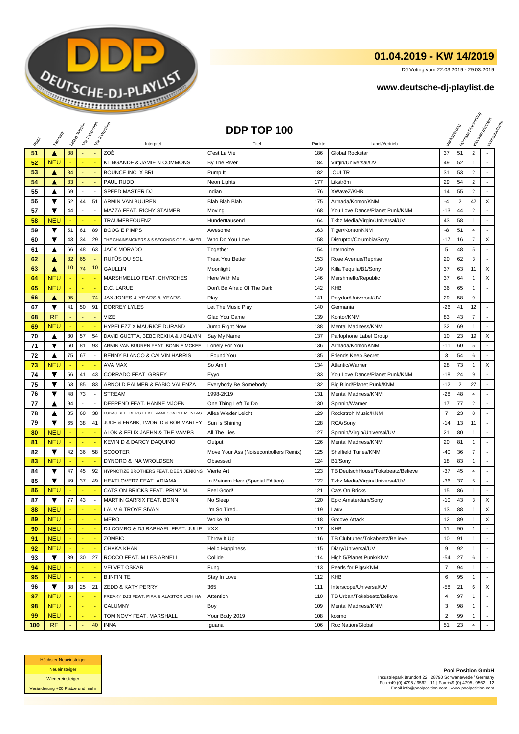# 01.04.2019 - KW 14/2019

DJ Voting vom 22.03.2019 - 29.03.2019

**www.deutsche-dj-playlist.de**

## DDP TOP 100

| Platz | Tendenz | Letzte Woche | Vor 2 Wochen | Vor 3 Wochen | Interpret | Titel | Punkte | Label/Vertrieb | Veränderung | Höchste Platzierung | Wochen platziert | Verkaufscharts |
|---|---|---|---|---|---|---|---|---|---|---|---|---|
| 51 | ▲ | 88 | - | - | ZOË | C'est La Vie | 186 | Global Rockstar | 37 | 51 | 2 | - |
| 52 | NEU | - | - | - | KLINGANDE & JAMIE N COMMONS | By The River | 184 | Virgin/Universal/UV | 49 | 52 | 1 | - |
| 53 | ▲ | 84 | - | - | BOUNCE INC. X BRL | Pump It | 182 | .CULTR | 31 | 53 | 2 | - |
| 54 | ▲ | 83 | - | - | PAUL RUDD | Neon Lights | 177 | Likström | 29 | 54 | 2 | - |
| 55 | ▲ | 69 | - | - | SPEED MASTER DJ | Indian | 176 | XWaveZ/KHB | 14 | 55 | 2 | - |
| 56 | ▼ | 52 | 44 | 51 | ARMIN VAN BUUREN | Blah Blah Blah | 175 | Armada/Kontor/KNM | -4 | 2 | 42 | X |
| 57 | ▼ | 44 | - | - | MAZZA FEAT. RICHY STAIMER | Moving | 168 | You Love Dance/Planet Punk/KNM | -13 | 44 | 2 | - |
| 58 | NEU | - | - | - | TRAUMFREQUENZ | Hunderttausend | 164 | Tkbz Media/Virgin/Universal/UV | 43 | 58 | 1 | - |
| 59 | ▼ | 51 | 61 | 89 | BOOGIE PIMPS | Awesome | 163 | Tiger/Kontor/KNM | -8 | 51 | 4 | - |
| 60 | ▼ | 43 | 34 | 29 | THE CHAINSMOKERS & 5 SECONDS OF SUMMER | Who Do You Love | 158 | Disruptor/Columbia/Sony | -17 | 16 | 7 | X |
| 61 | ▲ | 66 | 48 | 63 | JACK MORADO | Together | 154 | Internoize | 5 | 48 | 5 | - |
| 62 | ▲ | 82 | 65 | - | RÜFÜS DU SOL | Treat You Better | 153 | Rose Avenue/Reprise | 20 | 62 | 3 | - |
| 63 | ▲ | 10 | 74 | 10 | GAULLIN | Moonlight | 149 | Killa Tequila/B1/Sony | 37 | 63 | 11 | X |
| 64 | NEU | - | - | - | MARSHMELLO FEAT. CHVRCHES | Here With Me | 146 | Marshmello/Republic | 37 | 64 | 1 | X |
| 65 | NEU | - | - | - | D.C. LARUE | Don't Be Afraid Of The Dark | 142 | KHB | 36 | 65 | 1 | - |
| 66 | ▲ | 95 | - | 74 | JAX JONES & YEARS & YEARS | Play | 141 | Polydor/Universal/UV | 29 | 58 | 9 | - |
| 67 | ▼ | 41 | 50 | 91 | DORREY LYLES | Let The Music Play | 140 | Germania | -26 | 41 | 12 | - |
| 68 | RE | - | - | - | VIZE | Glad You Came | 139 | Kontor/KNM | 83 | 43 | 7 | - |
| 69 | NEU | - | - | - | HYPELEZZ X MAURICE DURAND | Jump Right Now | 138 | Mental Madness/KNM | 32 | 69 | 1 | - |
| 70 | ▲ | 80 | 57 | 54 | DAVID GUETTA, BEBE REXHA & J BALVIN | Say My Name | 137 | Parlophone Label Group | 10 | 23 | 19 | X |
| 71 | ▼ | 60 | 81 | 93 | ARMIN VAN BUUREN FEAT. BONNIE MCKEE | Lonely For You | 136 | Armada/Kontor/KNM | -11 | 60 | 5 | - |
| 72 | ▲ | 75 | 67 | - | BENNY BLANCO & CALVIN HARRIS | I Found You | 135 | Friends Keep Secret | 3 | 54 | 6 | - |
| 73 | NEU | - | - | - | AVA MAX | So Am I | 134 | Atlantic/Warner | 28 | 73 | 1 | X |
| 74 | ▼ | 56 | 41 | 43 | CORRADO FEAT. GRREY | Eyyo | 133 | You Love Dance/Planet Punk/KNM | -18 | 24 | 9 | - |
| 75 | ▼ | 63 | 85 | 83 | ARNOLD PALMER & FABIO VALENZA | Everybody Be Somebody | 132 | Big Blind/Planet Punk/KNM | -12 | 2 | 27 | - |
| 76 | ▼ | 48 | 73 | - | STREAM | 1998-2K19 | 131 | Mental Madness/KNM | -28 | 48 | 4 | - |
| 77 | ▲ | 94 | - | - | DEEPEND FEAT. HANNE MJOEN | One Thing Left To Do | 130 | Spinnin/Warner | 17 | 77 | 2 | - |
| 78 | ▲ | 85 | 60 | 38 | LUKAS KLEEBERG FEAT. VANESSA PLEMENTAS | Alles Wieder Leicht | 129 | Rockstroh Music/KNM | 7 | 23 | 8 | - |
| 79 | ▼ | 65 | 38 | 41 | JUDE & FRANK, 1WORLD & BOB MARLEY | Sun Is Shining | 128 | RCA/Sony | -14 | 13 | 11 | - |
| 80 | NEU | - | - | - | ALOK & FELIX JAEHN & THE VAMPS | All The Lies | 127 | Spinnin/Virgin/Universal/UV | 21 | 80 | 1 | - |
| 81 | NEU | - | - | - | KEVIN D & DARCY DAQUINO | Output | 126 | Mental Madness/KNM | 20 | 81 | 1 | - |
| 82 | ▼ | 42 | 36 | 58 | SCOOTER | Move Your Ass (Noisecontrollers Remix) | 125 | Sheffield Tunes/KNM | -40 | 36 | 7 | - |
| 83 | NEU | - | - | - | DYNORO & INA WROLDSEN | Obsessed | 124 | B1/Sony | 18 | 83 | 1 | - |
| 84 | ▼ | 47 | 45 | 92 | HYPNOTIZE BROTHERS FEAT. DEEN JENKINS | Vierte Art | 123 | TB DeutschHouse/Tokabeatz/Believe | -37 | 45 | 4 | - |
| 85 | ▼ | 49 | 37 | 49 | HEATLOVERZ FEAT. ADIAMA | In Meinem Herz (Special Edition) | 122 | Tkbz Media/Virgin/Universal/UV | -36 | 37 | 5 | - |
| 86 | NEU | - | - | - | CATS ON BRICKS FEAT. PRINZ M. | Feel Good! | 121 | Cats On Bricks | 15 | 86 | 1 | - |
| 87 | ▼ | 77 | 43 | - | MARTIN GARRIX FEAT. BONN | No Sleep | 120 | Epic Amsterdam/Sony | -10 | 43 | 3 | X |
| 88 | NEU | - | - | - | LAUV & TROYE SIVAN | I'm So Tired... | 119 | Lauv | 13 | 88 | 1 | X |
| 89 | NEU | - | - | - | MERO | Wolke 10 | 118 | Groove Attack | 12 | 89 | 1 | X |
| 90 | NEU | - | - | - | DJ COMBO & DJ RAPHAEL FEAT. JULIE | XXX | 117 | KHB | 11 | 90 | 1 | - |
| 91 | NEU | - | - | - | ZOMBIC | Throw It Up | 116 | TB Clubtunes/Tokabeatz/Believe | 10 | 91 | 1 | - |
| 92 | NEU | - | - | - | CHAKA KHAN | Hello Happiness | 115 | Diary/Universal/UV | 9 | 92 | 1 | - |
| 93 | ▼ | 39 | 30 | 27 | ROCCO FEAT. MILES ARNELL | Collide | 114 | High 5/Planet Punk/KNM | -54 | 27 | 6 | - |
| 94 | NEU | - | - | - | VELVET OSKAR | Fung | 113 | Pearls for Pigs/KNM | 7 | 94 | 1 | - |
| 95 | NEU | - | - | - | B.INFINITE | Stay In Love | 112 | KHB | 6 | 95 | 1 | - |
| 96 | ▼ | 38 | 25 | 21 | ZEDD & KATY PERRY | 365 | 111 | Interscope/Universal/UV | -58 | 21 | 6 | X |
| 97 | NEU | - | - | - | FREAKY DJS FEAT. PIPA & ALASTOR UCHIHA | Attention | 110 | TB Urban/Tokabeatz/Believe | 4 | 97 | 1 | - |
| 98 | NEU | - | - | - | CALUMNY | Boy | 109 | Mental Madness/KNM | 3 | 98 | 1 | - |
| 99 | NEU | - | - | - | TOM NOVY FEAT. MARSHALL | Your Body 2019 | 108 | kosmo | 2 | 99 | 1 | - |
| 100 | RE | - | - | 40 | INNA | Iguana | 106 | Roc Nation/Global | 51 | 23 | 4 | - |

Höchster Neueinsteiger
Neueinsteiger
Wiedereinsteiger
Veränderung +20 Plätze und mehr

**Pool Position GmbH**
Industriepark Brundorf 22 | 28790 Schwanewede / Germany
Fon +49 (0) 4795 / 9562 - 11 | Fax +49 (0) 4795 / 9562 - 12
Email info@poolposition.com | www.poolposition.com